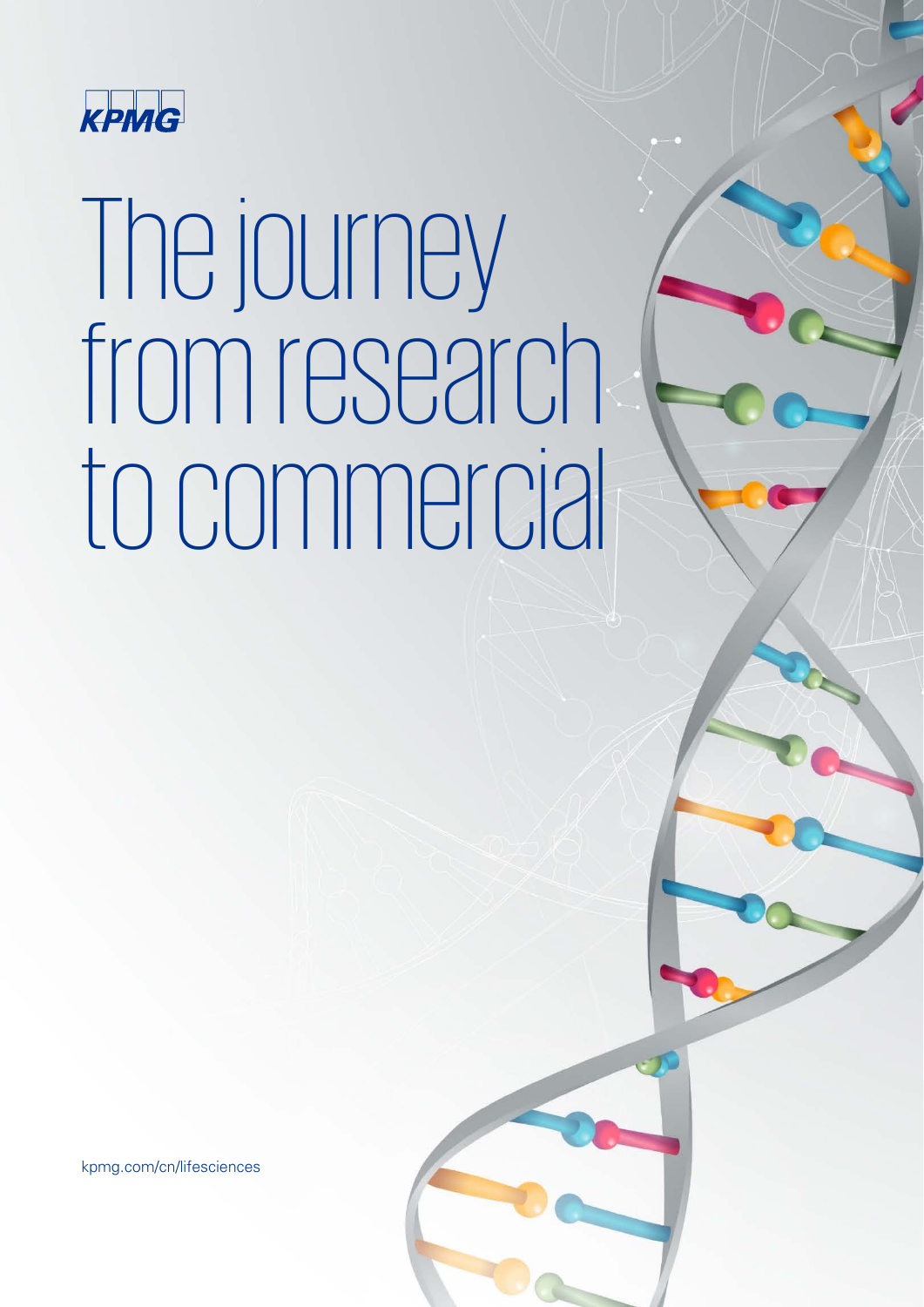KPMG

# The journey from research to commercial

kpmg.com/cn/lifesciences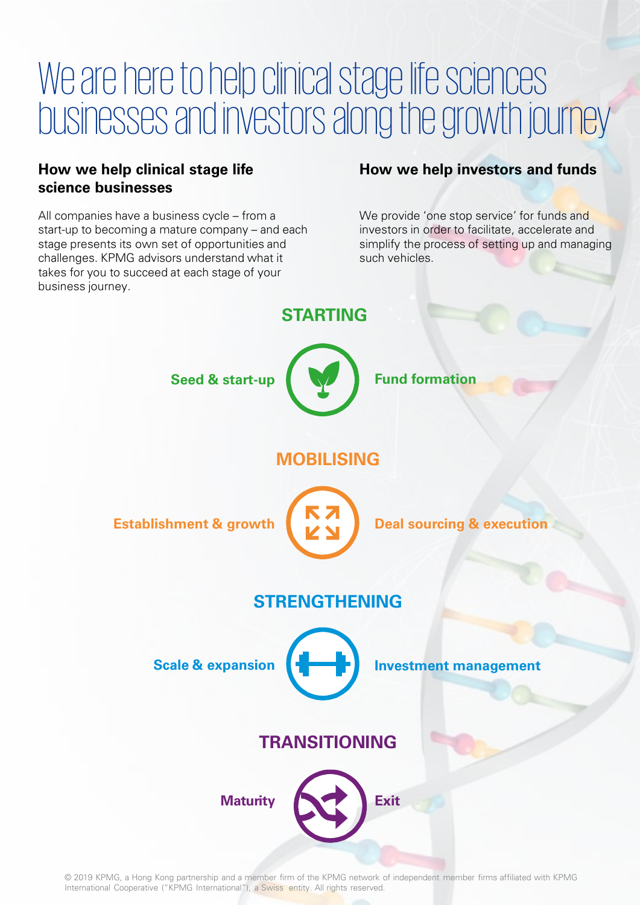# We are here to help clinical stage life sciences businesses and investors along the growth journey

### How we help clinical stage life science businesses

All companies have a business cycle – from a start-up to becoming a mature company – and each stage presents its own set of opportunities and challenges. KPMG advisors understand what it takes for you to succeed at each stage of your business journey.

### How we help investors and funds

We provide 'one stop service' for funds and investors in order to facilitate, accelerate and simplify the process of setting up and managing such vehicles.

## STARTING

**Seed & start-up** | **Fund formation**

## MOBILISING

**Establishment & growth** | **Deal sourcing & execution**

## STRENGTHENING

**Scale & expansion** | **Investment management**

## TRANSITIONING

**Maturity** | **Exit**

© 2019 KPMG, a Hong Kong partnership and a member firm of the KPMG network of independent member firms affiliated with KPMG International Cooperative ("KPMG International"), a Swiss entity. All rights reserved.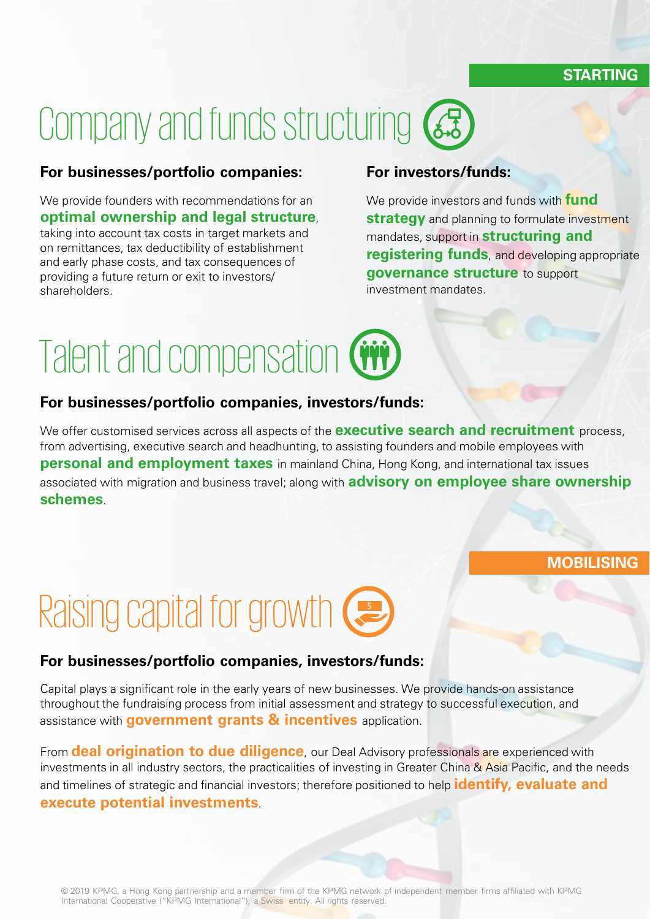**STARTING**

# Company and funds structuring

### For businesses/portfolio companies:

We provide founders with recommendations for an **optimal ownership and legal structure**, taking into account tax costs in target markets and on remittances, tax deductibility of establishment and early phase costs, and tax consequences of providing a future return or exit to investors/ shareholders.

### For investors/funds:

We provide investors and funds with **fund strategy** and planning to formulate investment mandates, support in **structuring and registering funds**, and developing appropriate **governance structure** to support investment mandates.

# Talent and compensation

### For businesses/portfolio companies, investors/funds:

We offer customised services across all aspects of the **executive search and recruitment** process, from advertising, executive search and headhunting, to assisting founders and mobile employees with **personal and employment taxes** in mainland China, Hong Kong, and international tax issues associated with migration and business travel; along with **advisory on employee share ownership schemes**.

**MOBILISING**

# Raising capital for growth

### For businesses/portfolio companies, investors/funds:

Capital plays a significant role in the early years of new businesses. We provide hands-on assistance throughout the fundraising process from initial assessment and strategy to successful execution, and assistance with **government grants & incentives** application.

From **deal origination to due diligence**, our Deal Advisory professionals are experienced with investments in all industry sectors, the practicalities of investing in Greater China & Asia Pacific, and the needs and timelines of strategic and financial investors; therefore positioned to help **identify, evaluate and execute potential investments**.

© 2019 KPMG, a Hong Kong partnership and a member firm of the KPMG network of independent member firms affiliated with KPMG International Cooperative ("KPMG International"), a Swiss entity. All rights reserved.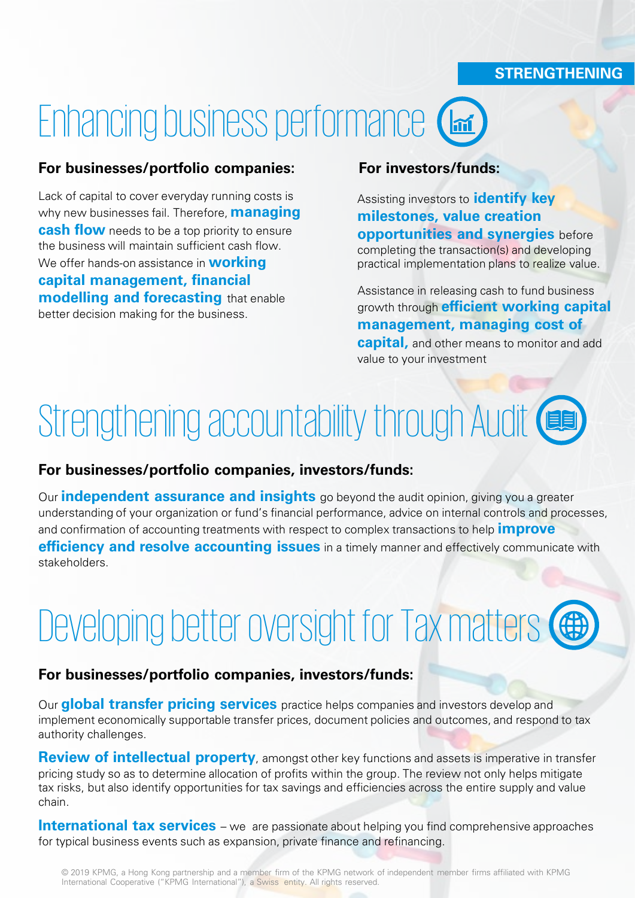STRENGTHENING

# Enhancing business performance

### For businesses/portfolio companies:

Lack of capital to cover everyday running costs is why new businesses fail. Therefore, **managing cash flow** needs to be a top priority to ensure the business will maintain sufficient cash flow. We offer hands-on assistance in **working capital management, financial modelling and forecasting** that enable better decision making for the business.

### For investors/funds:

Assisting investors to **identify key milestones, value creation opportunities and synergies** before completing the transaction(s) and developing practical implementation plans to realize value.

Assistance in releasing cash to fund business growth through **efficient working capital management, managing cost of capital,** and other means to monitor and add value to your investment

# Strengthening accountability through Audit

### For businesses/portfolio companies, investors/funds:

Our **independent assurance and insights** go beyond the audit opinion, giving you a greater understanding of your organization or fund's financial performance, advice on internal controls and processes, and confirmation of accounting treatments with respect to complex transactions to help **improve efficiency and resolve accounting issues** in a timely manner and effectively communicate with stakeholders.

# Developing better oversight for Tax matters

### For businesses/portfolio companies, investors/funds:

Our **global transfer pricing services** practice helps companies and investors develop and implement economically supportable transfer prices, document policies and outcomes, and respond to tax authority challenges.

**Review of intellectual property**, amongst other key functions and assets is imperative in transfer pricing study so as to determine allocation of profits within the group. The review not only helps mitigate tax risks, but also identify opportunities for tax savings and efficiencies across the entire supply and value chain.

**International tax services** – we are passionate about helping you find comprehensive approaches for typical business events such as expansion, private finance and refinancing.

© 2019 KPMG, a Hong Kong partnership and a member firm of the KPMG network of independent member firms affiliated with KPMG International Cooperative ("KPMG International"), a Swiss entity. All rights reserved.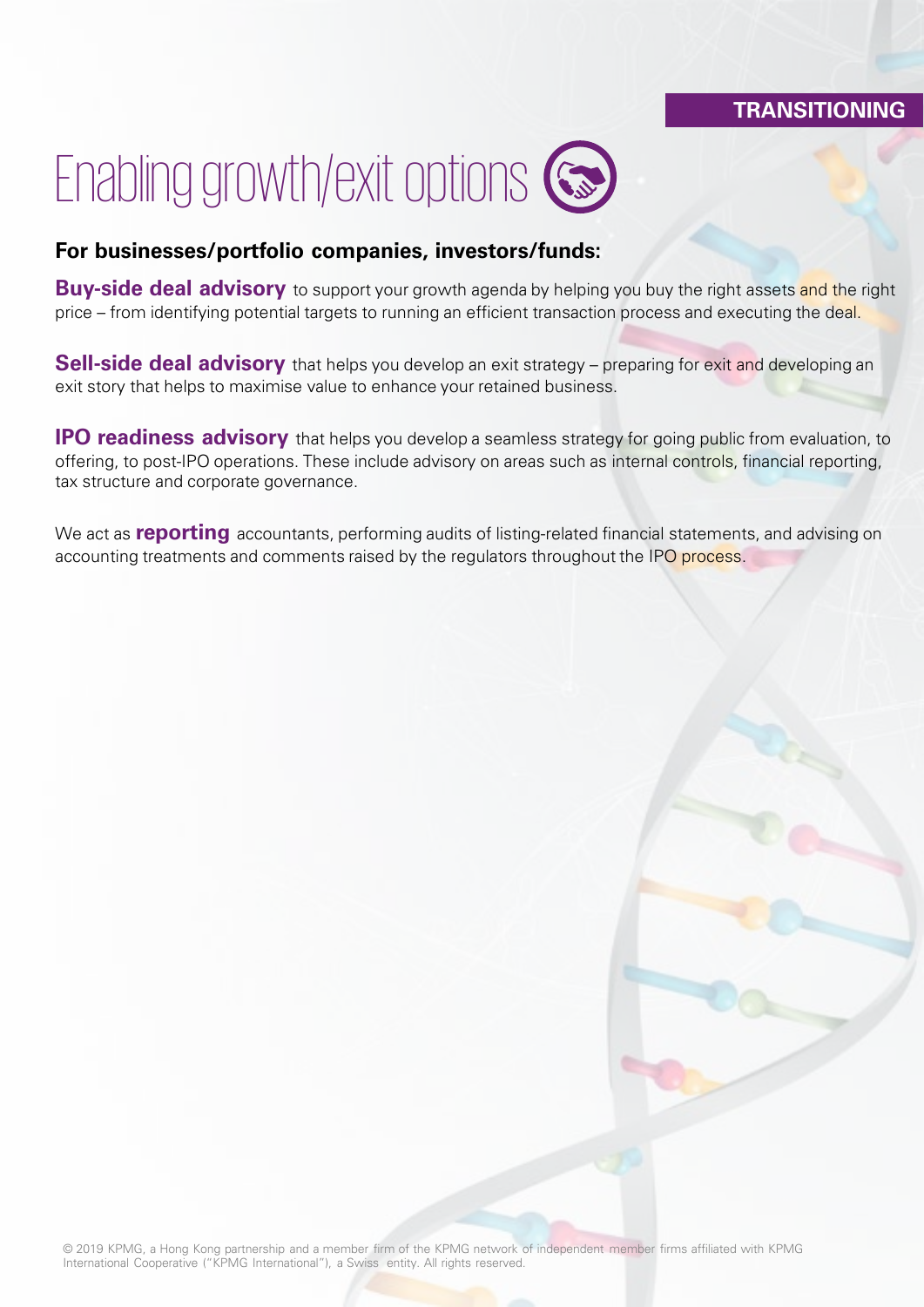TRANSITIONING

# Enabling growth/exit options

**For businesses/portfolio companies, investors/funds:**

**Buy-side deal advisory** to support your growth agenda by helping you buy the right assets and the right price – from identifying potential targets to running an efficient transaction process and executing the deal.

**Sell-side deal advisory** that helps you develop an exit strategy – preparing for exit and developing an exit story that helps to maximise value to enhance your retained business.

**IPO readiness advisory** that helps you develop a seamless strategy for going public from evaluation, to offering, to post-IPO operations. These include advisory on areas such as internal controls, financial reporting, tax structure and corporate governance.

We act as **reporting** accountants, performing audits of listing-related financial statements, and advising on accounting treatments and comments raised by the regulators throughout the IPO process.

© 2019 KPMG, a Hong Kong partnership and a member firm of the KPMG network of independent member firms affiliated with KPMG International Cooperative ("KPMG International"), a Swiss entity. All rights reserved.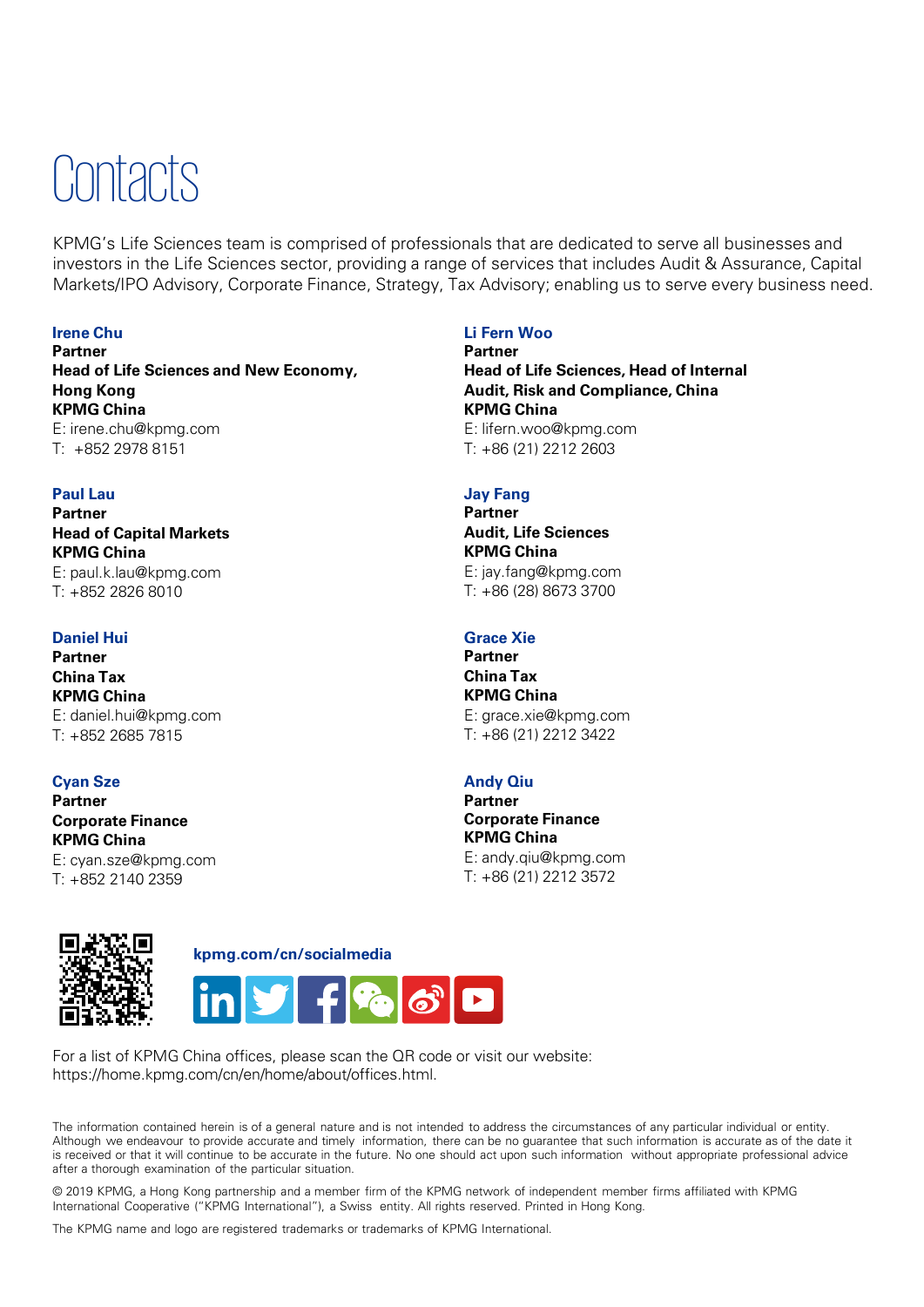# Contacts

KPMG's Life Sciences team is comprised of professionals that are dedicated to serve all businesses and investors in the Life Sciences sector, providing a range of services that includes Audit & Assurance, Capital Markets/IPO Advisory, Corporate Finance, Strategy, Tax Advisory; enabling us to serve every business need.

**Irene Chu**
**Partner**
**Head of Life Sciences and New Economy, Hong Kong**
**KPMG China**
E: irene.chu@kpmg.com
T: +852 2978 8151

**Paul Lau**
**Partner**
**Head of Capital Markets**
**KPMG China**
E: paul.k.lau@kpmg.com
T: +852 2826 8010

**Daniel Hui**
**Partner**
**China Tax**
**KPMG China**
E: daniel.hui@kpmg.com
T: +852 2685 7815

**Cyan Sze**
**Partner**
**Corporate Finance**
**KPMG China**
E: cyan.sze@kpmg.com
T: +852 2140 2359

**Li Fern Woo**
**Partner**
**Head of Life Sciences, Head of Internal Audit, Risk and Compliance, China**
**KPMG China**
E: lifern.woo@kpmg.com
T: +86 (21) 2212 2603

**Jay Fang**
**Partner**
**Audit, Life Sciences**
**KPMG China**
E: jay.fang@kpmg.com
T: +86 (28) 8673 3700

**Grace Xie**
**Partner**
**China Tax**
**KPMG China**
E: grace.xie@kpmg.com
T: +86 (21) 2212 3422

**Andy Qiu**
**Partner**
**Corporate Finance**
**KPMG China**
E: andy.qiu@kpmg.com
T: +86 (21) 2212 3572

**kpmg.com/cn/socialmedia**

For a list of KPMG China offices, please scan the QR code or visit our website: https://home.kpmg.com/cn/en/home/about/offices.html.

The information contained herein is of a general nature and is not intended to address the circumstances of any particular individual or entity. Although we endeavour to provide accurate and timely information, there can be no guarantee that such information is accurate as of the date it is received or that it will continue to be accurate in the future. No one should act upon such information without appropriate professional advice after a thorough examination of the particular situation.

© 2019 KPMG, a Hong Kong partnership and a member firm of the KPMG network of independent member firms affiliated with KPMG International Cooperative ("KPMG International"), a Swiss entity. All rights reserved. Printed in Hong Kong.

The KPMG name and logo are registered trademarks or trademarks of KPMG International.